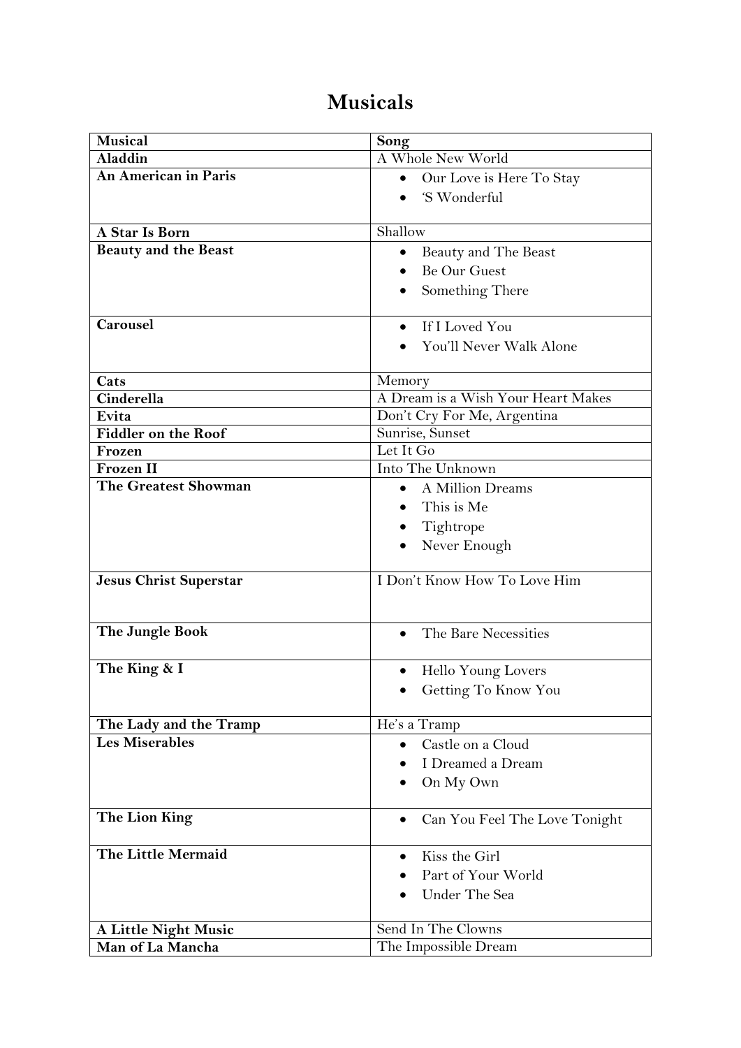# Musicals

| Musical | Song |
|---|---|
| **Aladdin** | A Whole New World |
| **An American in Paris** | • Our Love is Here To Stay<br>• 'S Wonderful |
| **A Star Is Born** | Shallow |
| **Beauty and the Beast** | • Beauty and The Beast<br>• Be Our Guest<br>• Something There |
| **Carousel** | • If I Loved You<br>• You'll Never Walk Alone |
| **Cats** | Memory |
| **Cinderella** | A Dream is a Wish Your Heart Makes |
| **Evita** | Don't Cry For Me, Argentina |
| **Fiddler on the Roof** | Sunrise, Sunset |
| **Frozen** | Let It Go |
| **Frozen II** | Into The Unknown |
| **The Greatest Showman** | • A Million Dreams<br>• This is Me<br>• Tightrope<br>• Never Enough |
| **Jesus Christ Superstar** | I Don't Know How To Love Him |
| **The Jungle Book** | • The Bare Necessities |
| **The King & I** | • Hello Young Lovers<br>• Getting To Know You |
| **The Lady and the Tramp** | He's a Tramp |
| **Les Miserables** | • Castle on a Cloud<br>• I Dreamed a Dream<br>• On My Own |
| **The Lion King** | • Can You Feel The Love Tonight |
| **The Little Mermaid** | • Kiss the Girl<br>• Part of Your World<br>• Under The Sea |
| **A Little Night Music** | Send In The Clowns |
| **Man of La Mancha** | The Impossible Dream |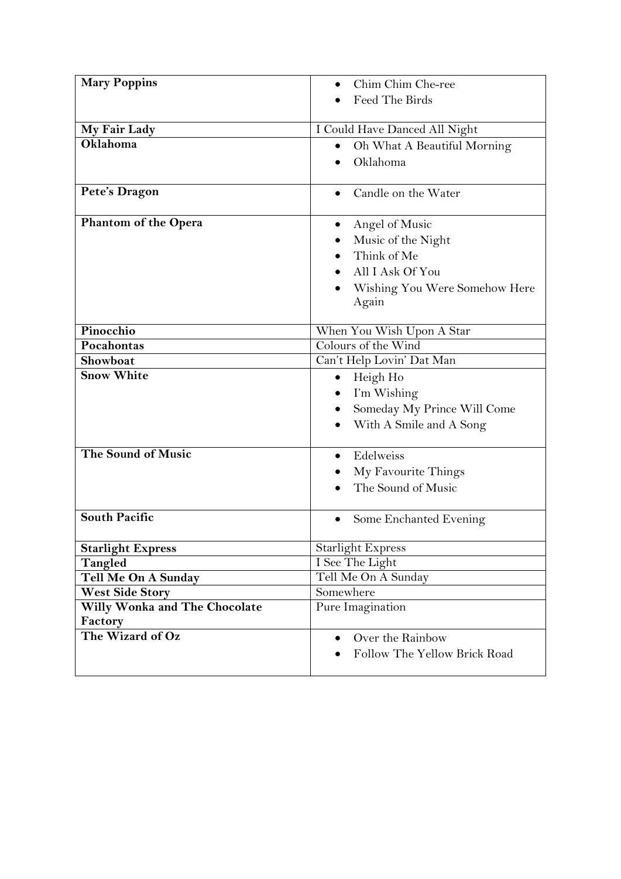| | |
|---|---|
| **Mary Poppins** | • Chim Chim Che-ree<br>• Feed The Birds |
| **My Fair Lady** | I Could Have Danced All Night |
| **Oklahoma** | • Oh What A Beautiful Morning<br>• Oklahoma |
| **Pete's Dragon** | • Candle on the Water |
| **Phantom of the Opera** | • Angel of Music<br>• Music of the Night<br>• Think of Me<br>• All I Ask Of You<br>• Wishing You Were Somehow Here Again |
| **Pinocchio** | When You Wish Upon A Star |
| **Pocahontas** | Colours of the Wind |
| **Showboat** | Can't Help Lovin' Dat Man |
| **Snow White** | • Heigh Ho<br>• I'm Wishing<br>• Someday My Prince Will Come<br>• With A Smile and A Song |
| **The Sound of Music** | • Edelweiss<br>• My Favourite Things<br>• The Sound of Music |
| **South Pacific** | • Some Enchanted Evening |
| **Starlight Express** | Starlight Express |
| **Tangled** | I See The Light |
| **Tell Me On A Sunday** | Tell Me On A Sunday |
| **West Side Story** | Somewhere |
| **Willy Wonka and The Chocolate Factory** | Pure Imagination |
| **The Wizard of Oz** | • Over the Rainbow<br>• Follow The Yellow Brick Road |